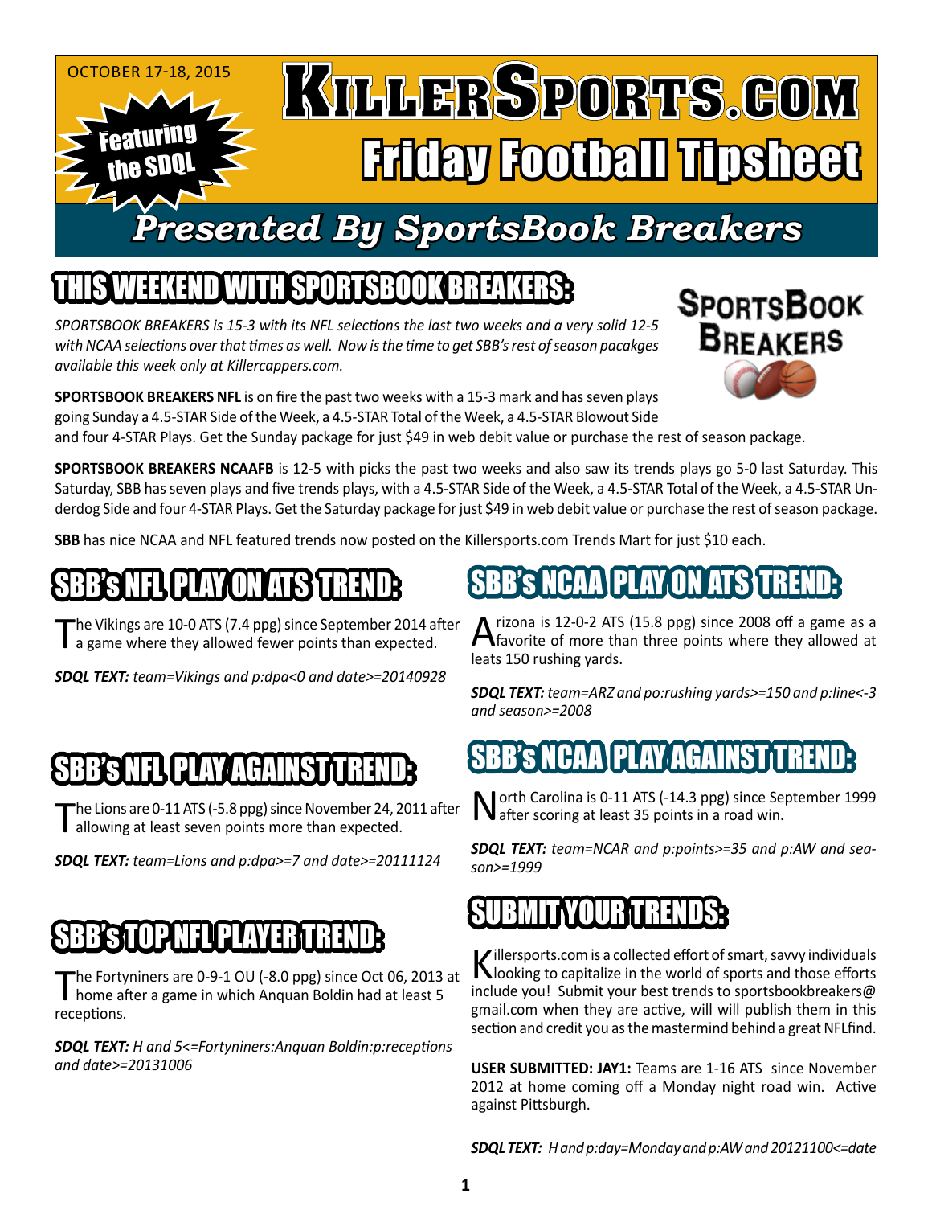OCTOBER 17-18, 2015

Featuring the SDQL

# KILLERSPORTS.COM Friday Football Tipsheet

## Presented By SportsBook Breakers

## THIS WEEKEND WITH SPORTSBOOK BREAKERS:

*SPORTSBOOK BREAKERS is 15-3 with its NFL selections the last two weeks and a very solid 12-5 with NCAA selections over that times as well. Now is the time to get SBB's rest of season pacakges available this week only at Killercappers.com.*

**SPORTSBOOK BREAKERS NFL** is on fire the past two weeks with a 15-3 mark and has seven plays going Sunday a 4.5-STAR Side of the Week, a 4.5-STAR Total of the Week, a 4.5-STAR Blowout Side and four 4-STAR Plays. Get the Sunday package for just $49 in web debit value or purchase the rest of season package.

**SPORTSBOOK BREAKERS NCAAFB** is 12-5 with picks the past two weeks and also saw its trends plays go 5-0 last Saturday. This Saturday, SBB has seven plays and five trends plays, with a 4.5-STAR Side of the Week, a 4.5-STAR Total of the Week, a 4.5-STAR Underdog Side and four 4-STAR Plays. Get the Saturday package for just $49 in web debit value or purchase the rest of season package.

**SBB** has nice NCAA and NFL featured trends now posted on the Killersports.com Trends Mart for just $10 each.

## SBB's NFL PLAY ON ATS TREND:

The Vikings are 10-0 ATS (7.4 ppg) since September 2014 after a game where they allowed fewer points than expected.

***SDQL TEXT:*** *team=Vikings and p:dpa<0 and date>=20140928*

## SBB's NFL PLAY AGAINST TREND:

The Lions are 0-11 ATS (-5.8 ppg) since November 24, 2011 after allowing at least seven points more than expected.

***SDQL TEXT:*** *team=Lions and p:dpa>=7 and date>=20111124*

## SBB's TOP NFL PLAYER TREND:

The Fortyniners are 0-9-1 OU (-8.0 ppg) since Oct 06, 2013 at home after a game in which Anquan Boldin had at least 5 receptions.

***SDQL TEXT:*** *H and 5<=Fortyniners:Anquan Boldin:p:receptions and date>=20131006*

## SBB's NCAA PLAY ON ATS TREND:

Arizona is 12-0-2 ATS (15.8 ppg) since 2008 off a game as a favorite of more than three points where they allowed at leats 150 rushing yards.

***SDQL TEXT:*** *team=ARZ and po:rushing yards>=150 and p:line<-3 and season>=2008*

## SBB's NCAA PLAY AGAINST TREND:

North Carolina is 0-11 ATS (-14.3 ppg) since September 1999 after scoring at least 35 points in a road win.

***SDQL TEXT:*** *team=NCAR and p:points>=35 and p:AW and season>=1999*

## SUBMIT YOUR TRENDS:

Killersports.com is a collected effort of smart, savvy individuals looking to capitalize in the world of sports and those efforts include you! Submit your best trends to sportsbookbreakers@gmail.com when they are active, will will publish them in this section and credit you as the mastermind behind a great NFLfind.

**USER SUBMITTED: JAY1:** Teams are 1-16 ATS since November 2012 at home coming off a Monday night road win. Active against Pittsburgh.

***SDQL TEXT:*** *H and p:day=Monday and p:AW and 20121100<=date*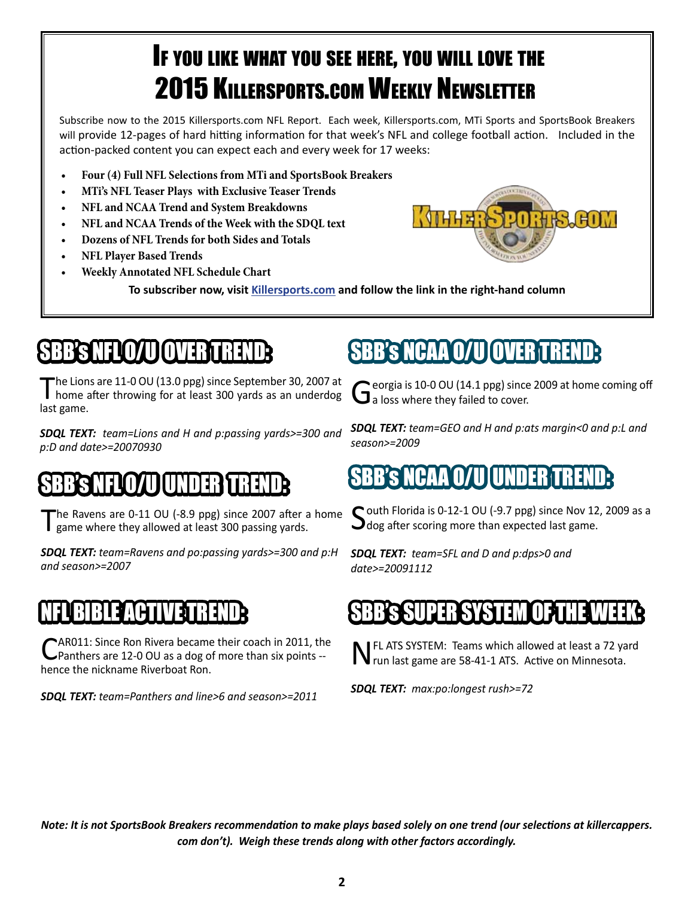# If you like what you see here, you will love the 2015 Killersports.com Weekly Newsletter

Subscribe now to the 2015 Killersports.com NFL Report. Each week, Killersports.com, MTi Sports and SportsBook Breakers will provide 12-pages of hard hitting information for that week's NFL and college football action. Included in the action-packed content you can expect each and every week for 17 weeks:

- **Four (4) Full NFL Selections from MTi and SportsBook Breakers**
- **MTi's NFL Teaser Plays with Exclusive Teaser Trends**
- **NFL and NCAA Trend and System Breakdowns**
- **NFL and NCAA Trends of the Week with the SDQL text**
- **Dozens of NFL Trends for both Sides and Totals**
- **NFL Player Based Trends**
- **Weekly Annotated NFL Schedule Chart**

**To subscriber now, visit Killersports.com and follow the link in the right-hand column**

## SBB's NFL O/U OVER TREND:

The Lions are 11-0 OU (13.0 ppg) since September 30, 2007 at home after throwing for at least 300 yards as an underdog last game.

***SDQL TEXT:*** *team=Lions and H and p:passing yards>=300 and p:D and date>=20070930*

## SBB's NFL O/U UNDER TREND:

The Ravens are 0-11 OU (-8.9 ppg) since 2007 after a home game where they allowed at least 300 passing yards.

***SDQL TEXT:*** *team=Ravens and po:passing yards>=300 and p:H and season>=2007*

## NFL BIBLE ACTIVE TREND:

CAR011: Since Ron Rivera became their coach in 2011, the Panthers are 12-0 OU as a dog of more than six points -- hence the nickname Riverboat Ron.

***SDQL TEXT:*** *team=Panthers and line>6 and season>=2011*

## SBB's NCAA O/U OVER TREND:

Georgia is 10-0 OU (14.1 ppg) since 2009 at home coming off a loss where they failed to cover.

***SDQL TEXT:*** *team=GEO and H and p:ats margin<0 and p:L and season>=2009*

## SBB's NCAA O/U UNDER TREND:

South Florida is 0-12-1 OU (-9.7 ppg) since Nov 12, 2009 as a dog after scoring more than expected last game.

***SDQL TEXT:*** *team=SFL and D and p:dps>0 and date>=20091112*

## SBB's SUPER SYSTEM OF THE WEEK:

NFL ATS SYSTEM: Teams which allowed at least a 72 yard run last game are 58-41-1 ATS. Active on Minnesota.

***SDQL TEXT:*** *max:po:longest rush>=72*

***Note: It is not SportsBook Breakers recommendation to make plays based solely on one trend (our selections at killercappers.com don't). Weigh these trends along with other factors accordingly.***